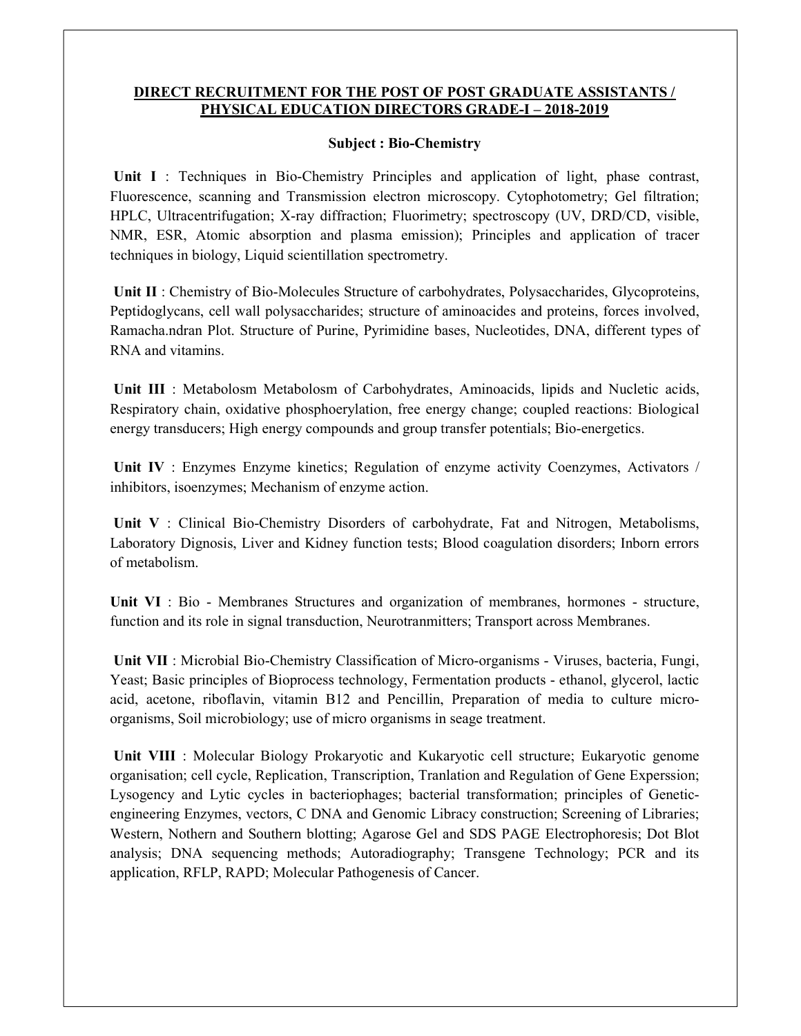## DIRECT RECRUITMENT FOR THE POST OF POST GRADUATE ASSISTANTS / PHYSICAL EDUCATION DIRECTORS GRADE-I – 2018-2019

### Subject : Bio-Chemistry

**Unit I** : Techniques in Bio-Chemistry Principles and application of light, phase contrast, Fluorescence, scanning and Transmission electron microscopy. Cytophotometry; Gel filtration; HPLC, Ultracentrifugation; X-ray diffraction; Fluorimetry; spectroscopy (UV, DRD/CD, visible, NMR, ESR, Atomic absorption and plasma emission); Principles and application of tracer techniques in biology, Liquid scientillation spectrometry.

**Unit II** : Chemistry of Bio-Molecules Structure of carbohydrates, Polysaccharides, Glycoproteins, Peptidoglycans, cell wall polysaccharides; structure of aminoacides and proteins, forces involved, Ramacha.ndran Plot. Structure of Purine, Pyrimidine bases, Nucleotides, DNA, different types of RNA and vitamins.

**Unit III** : Metabolosm Metabolosm of Carbohydrates, Aminoacids, lipids and Nucletic acids, Respiratory chain, oxidative phosphoerylation, free energy change; coupled reactions: Biological energy transducers; High energy compounds and group transfer potentials; Bio-energetics.

**Unit IV** : Enzymes Enzyme kinetics; Regulation of enzyme activity Coenzymes, Activators / inhibitors, isoenzymes; Mechanism of enzyme action.

**Unit V** : Clinical Bio-Chemistry Disorders of carbohydrate, Fat and Nitrogen, Metabolisms, Laboratory Dignosis, Liver and Kidney function tests; Blood coagulation disorders; Inborn errors of metabolism.

**Unit VI** : Bio - Membranes Structures and organization of membranes, hormones - structure, function and its role in signal transduction, Neurotranmitters; Transport across Membranes.

**Unit VII** : Microbial Bio-Chemistry Classification of Micro-organisms - Viruses, bacteria, Fungi, Yeast; Basic principles of Bioprocess technology, Fermentation products - ethanol, glycerol, lactic acid, acetone, riboflavin, vitamin B12 and Pencillin, Preparation of media to culture micro-organisms, Soil microbiology; use of micro organisms in seage treatment.

**Unit VIII** : Molecular Biology Prokaryotic and Kukaryotic cell structure; Eukaryotic genome organisation; cell cycle, Replication, Transcription, Tranlation and Regulation of Gene Experssion; Lysogency and Lytic cycles in bacteriophages; bacterial transformation; principles of Genetic-engineering Enzymes, vectors, C DNA and Genomic Libracy construction; Screening of Libraries; Western, Nothern and Southern blotting; Agarose Gel and SDS PAGE Electrophoresis; Dot Blot analysis; DNA sequencing methods; Autoradiography; Transgene Technology; PCR and its application, RFLP, RAPD; Molecular Pathogenesis of Cancer.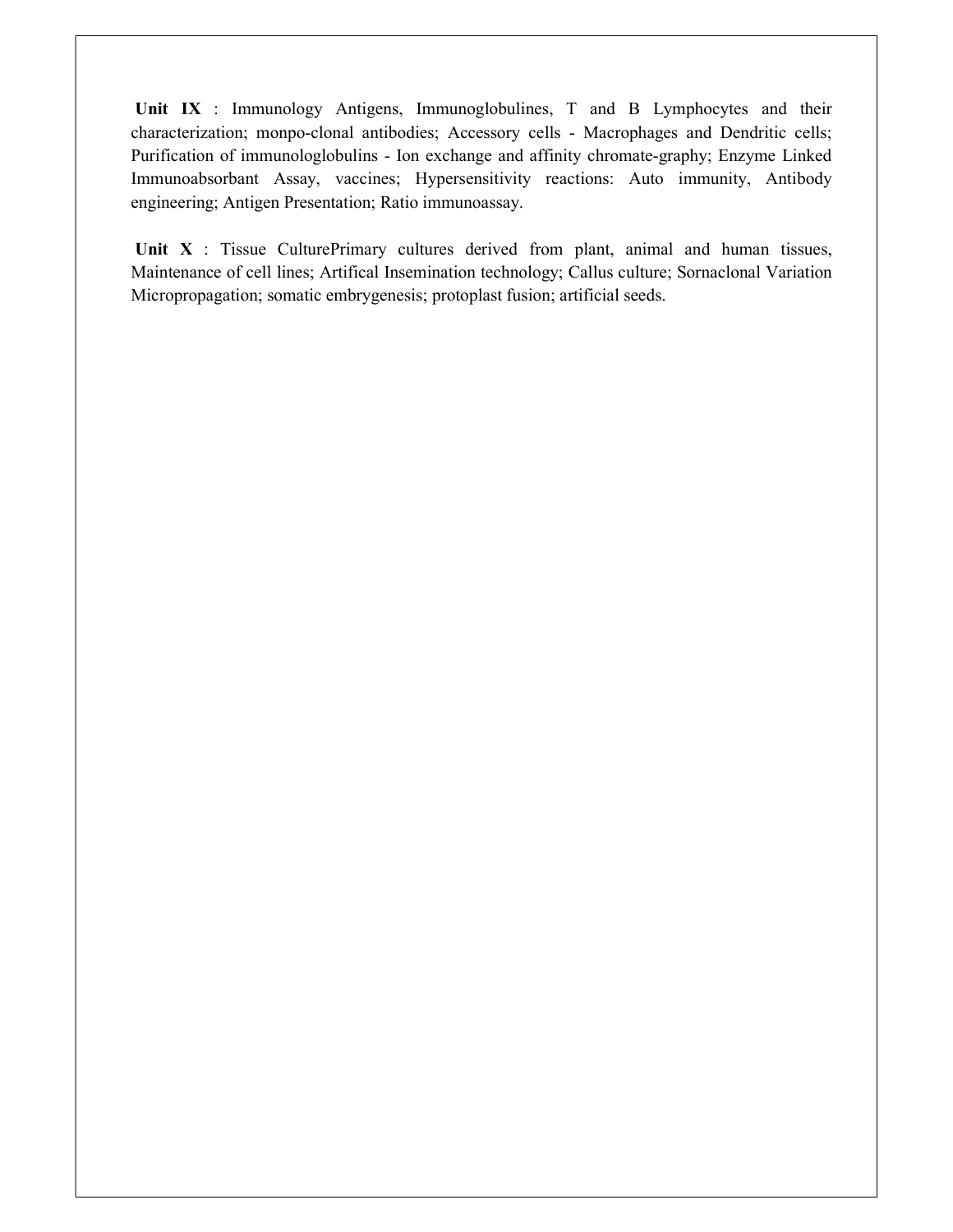**Unit IX** : Immunology Antigens, Immunoglobulines, T and B Lymphocytes and their characterization; monpo-clonal antibodies; Accessory cells - Macrophages and Dendritic cells; Purification of immunologlobulins - Ion exchange and affinity chromate-graphy; Enzyme Linked Immunoabsorbant Assay, vaccines; Hypersensitivity reactions: Auto immunity, Antibody engineering; Antigen Presentation; Ratio immunoassay.

**Unit X** : Tissue CulturePrimary cultures derived from plant, animal and human tissues, Maintenance of cell lines; Artifical Insemination technology; Callus culture; Sornaclonal Variation Micropropagation; somatic embrygenesis; protoplast fusion; artificial seeds.